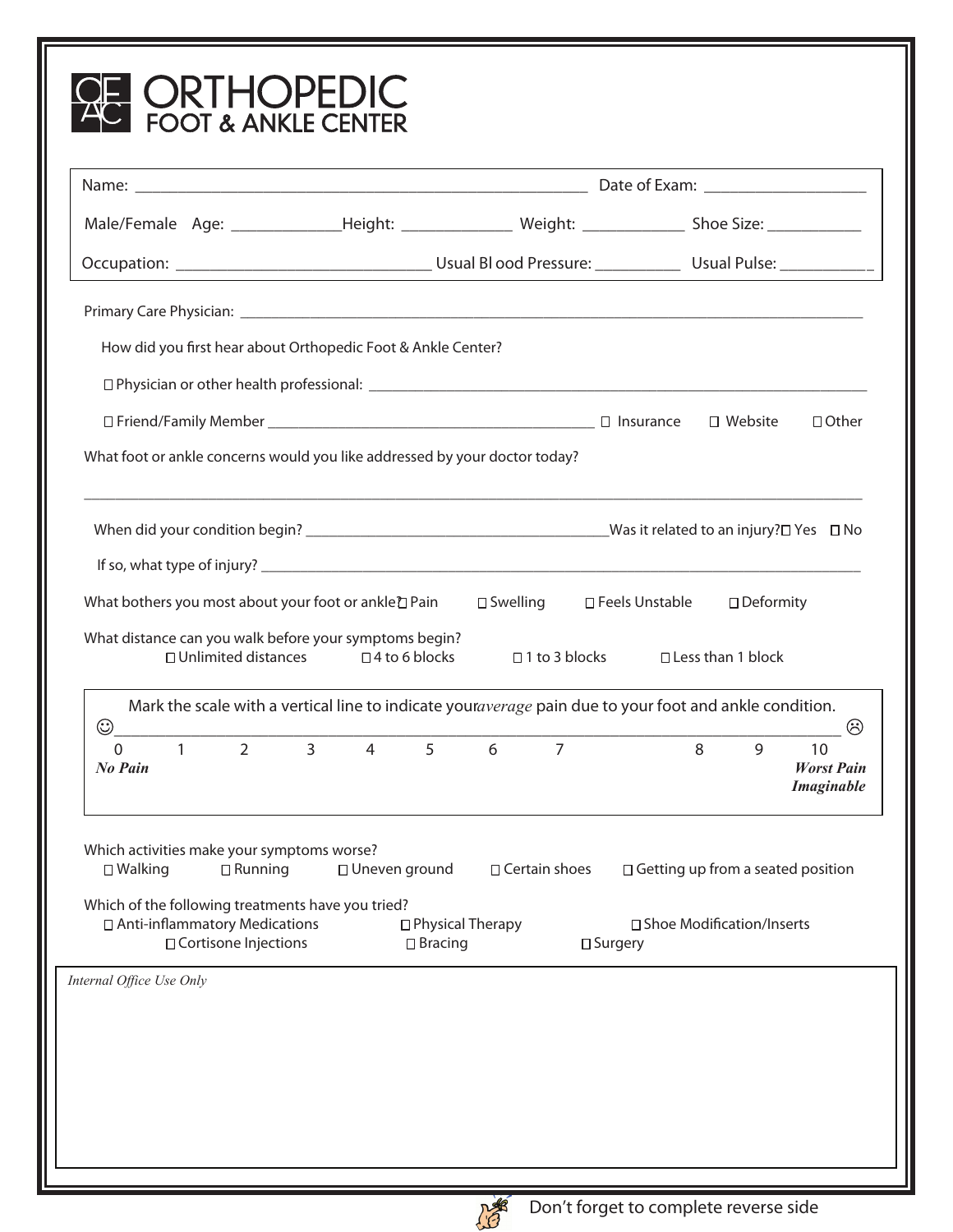# ORTHOPEDIC FOOT & ANKLE CENTER

Name: ______________________________ Date of Exam: ______________

Male/Female Age: __________ Height: __________ Weight: __________ Shoe Size: __________

Occupation: ______________________ Usual Blood Pressure: __________ Usual Pulse: __________

Primary Care Physician: ____________________________________________

How did you first hear about Orthopedic Foot & Ankle Center?

☐ Physician or other health professional: ______________________________

☐ Friend/Family Member ______________________ ☐ Insurance ☐ Website ☐ Other

What foot or ankle concerns would you like addressed by your doctor today?

____________________________________________________________________

When did your condition begin? ______________________ Was it related to an injury? ☐ Yes ☐ No

If so, what type of injury? ____________________________________________

What bothers you most about your foot or ankle? ☐ Pain ☐ Swelling ☐ Feels Unstable ☐ Deformity

What distance can you walk before your symptoms begin?
☐ Unlimited distances ☐ 4 to 6 blocks ☐ 1 to 3 blocks ☐ Less than 1 block

Mark the scale with a vertical line to indicate your *average* pain due to your foot and ankle condition.

☺ ____________________________________________________________ ☹

0 1 2 3 4 5 6 7 8 9 10

***No Pain*** ***Worst Pain Imaginable***

Which activities make your symptoms worse?
☐ Walking ☐ Running ☐ Uneven ground ☐ Certain shoes ☐ Getting up from a seated position

Which of the following treatments have you tried?
☐ Anti-inflammatory Medications ☐ Physical Therapy ☐ Shoe Modification/Inserts
☐ Cortisone Injections ☐ Bracing ☐ Surgery

*Internal Office Use Only*

Don't forget to complete reverse side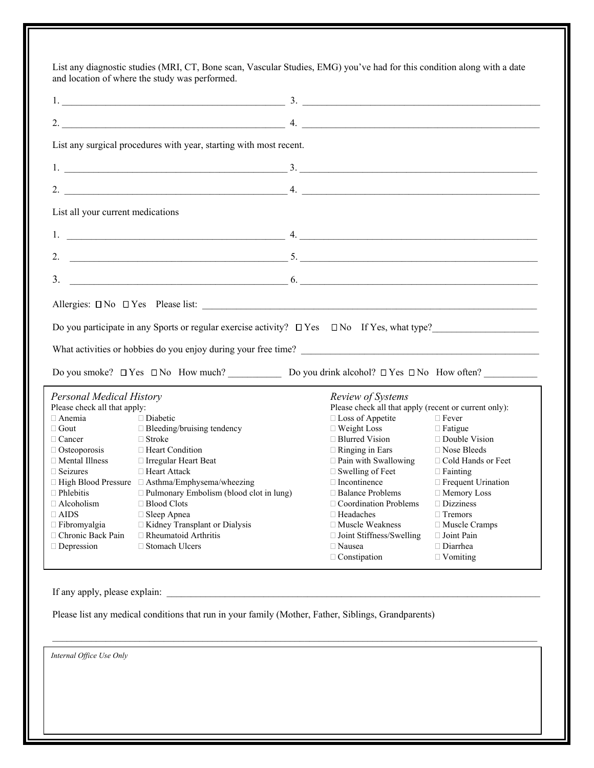List any diagnostic studies (MRI, CT, Bone scan, Vascular Studies, EMG) you've had for this condition along with a date and location of where the study was performed.

1. ______________________________ 3. ______________________________

2. ______________________________ 4. ______________________________

List any surgical procedures with year, starting with most recent.

1. ______________________________ 3. ______________________________

2. ______________________________ 4. ______________________________

List all your current medications

1. ______________________________ 4. ______________________________

2. ______________________________ 5. ______________________________

3. ______________________________ 6. ______________________________

Allergies: ☐ No ☐ Yes Please list: ______________________________

Do you participate in any Sports or regular exercise activity? ☐ Yes ☐ No If Yes, what type? ______________

What activities or hobbies do you enjoy during your free time? ______________________________

Do you smoke? ☐ Yes ☐ No How much? __________ Do you drink alcohol? ☐ Yes ☐ No How often? __________

*Personal Medical History*

Please check all that apply:

- ☐ Anemia
- ☐ Gout
- ☐ Cancer
- ☐ Osteoporosis
- ☐ Mental Illness
- ☐ Seizures
- ☐ High Blood Pressure
- ☐ Phlebitis
- ☐ Alcoholism
- ☐ AIDS
- ☐ Fibromyalgia
- ☐ Chronic Back Pain
- ☐ Depression
- ☐ Diabetic
- ☐ Bleeding/bruising tendency
- ☐ Stroke
- ☐ Heart Condition
- ☐ Irregular Heart Beat
- ☐ Heart Attack
- ☐ Asthma/Emphysema/wheezing
- ☐ Pulmonary Embolism (blood clot in lung)
- ☐ Blood Clots
- ☐ Sleep Apnea
- ☐ Kidney Transplant or Dialysis
- ☐ Rheumatoid Arthritis
- ☐ Stomach Ulcers

*Review of Systems*

Please check all that apply (recent or current only):

- ☐ Loss of Appetite
- ☐ Weight Loss
- ☐ Blurred Vision
- ☐ Ringing in Ears
- ☐ Pain with Swallowing
- ☐ Swelling of Feet
- ☐ Incontinence
- ☐ Balance Problems
- ☐ Coordination Problems
- ☐ Headaches
- ☐ Muscle Weakness
- ☐ Joint Stiffness/Swelling
- ☐ Nausea
- ☐ Constipation
- ☐ Fever
- ☐ Fatigue
- ☐ Double Vision
- ☐ Nose Bleeds
- ☐ Cold Hands or Feet
- ☐ Fainting
- ☐ Frequent Urination
- ☐ Memory Loss
- ☐ Dizziness
- ☐ Tremors
- ☐ Muscle Cramps
- ☐ Joint Pain
- ☐ Diarrhea
- ☐ Vomiting

If any apply, please explain: ______________________________

Please list any medical conditions that run in your family (Mother, Father, Siblings, Grandparents)

______________________________

*Internal Office Use Only*